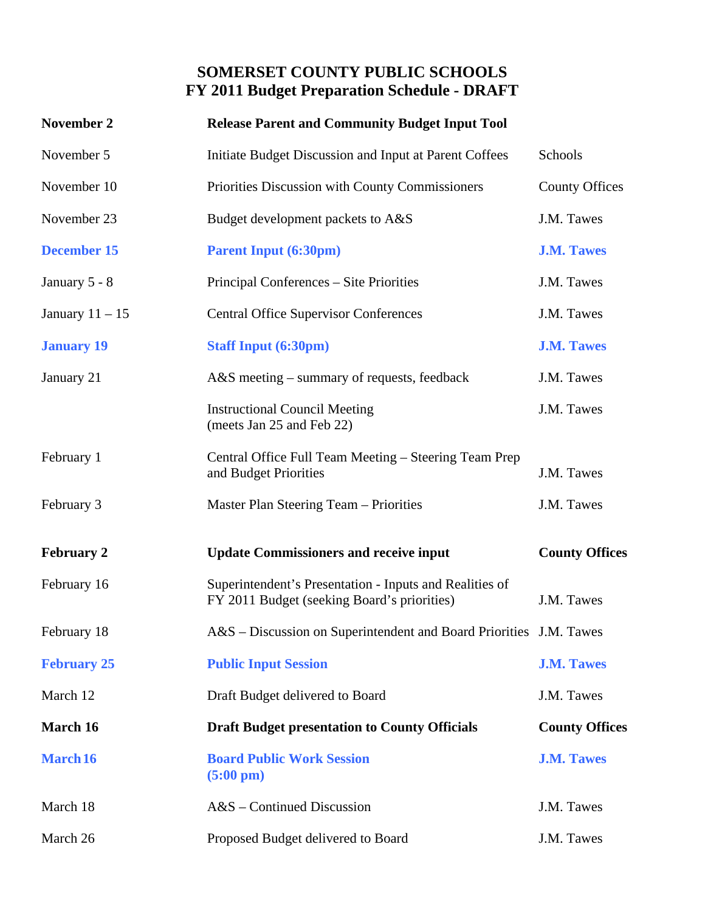# SOMERSET COUNTY PUBLIC SCHOOLS
## FY 2011 Budget Preparation Schedule - DRAFT

| | | |
|---|---|---|
| **November 2** | **Release Parent and Community Budget Input Tool** | |
| November 5 | Initiate Budget Discussion and Input at Parent Coffees | Schools |
| November 10 | Priorities Discussion with County Commissioners | County Offices |
| November 23 | Budget development packets to A&S | J.M. Tawes |
| **December 15** | **Parent Input (6:30pm)** | **J.M. Tawes** |
| January 5 - 8 | Principal Conferences – Site Priorities | J.M. Tawes |
| January 11 – 15 | Central Office Supervisor Conferences | J.M. Tawes |
| **January 19** | **Staff Input (6:30pm)** | **J.M. Tawes** |
| January 21 | A&S meeting – summary of requests, feedback | J.M. Tawes |
| | Instructional Council Meeting (meets Jan 25 and Feb 22) | J.M. Tawes |
| February 1 | Central Office Full Team Meeting – Steering Team Prep and Budget Priorities | J.M. Tawes |
| February 3 | Master Plan Steering Team – Priorities | J.M. Tawes |
| **February 2** | **Update Commissioners and receive input** | **County Offices** |
| February 16 | Superintendent's Presentation - Inputs and Realities of FY 2011 Budget (seeking Board's priorities) | J.M. Tawes |
| February 18 | A&S – Discussion on Superintendent and Board Priorities | J.M. Tawes |
| **February 25** | **Public Input Session** | **J.M. Tawes** |
| March 12 | Draft Budget delivered to Board | J.M. Tawes |
| **March 16** | **Draft Budget presentation to County Officials** | **County Offices** |
| **March 16** | **Board Public Work Session (5:00 pm)** | **J.M. Tawes** |
| March 18 | A&S – Continued Discussion | J.M. Tawes |
| March 26 | Proposed Budget delivered to Board | J.M. Tawes |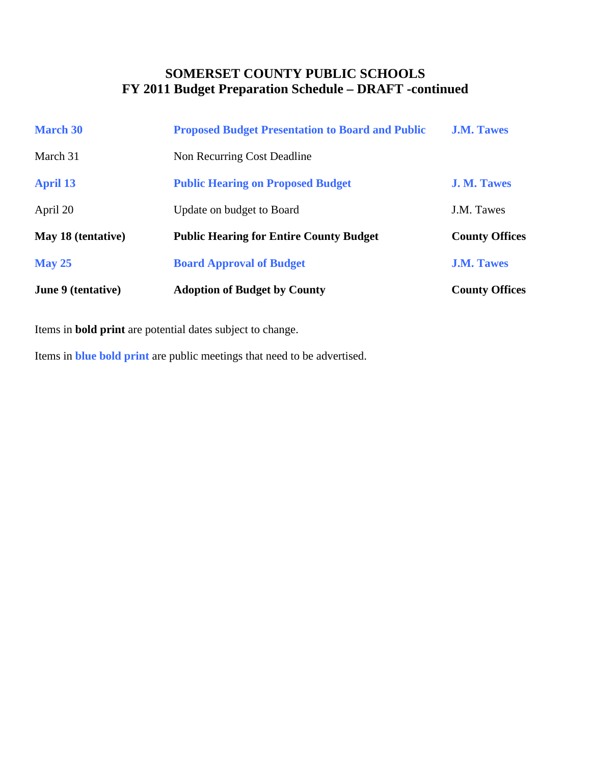## SOMERSET COUNTY PUBLIC SCHOOLS
## FY 2011 Budget Preparation Schedule – DRAFT -continued

| | | |
|---|---|---|
| **March 30** | **Proposed Budget Presentation to Board and Public** | **J.M. Tawes** |
| March 31 | Non Recurring Cost Deadline | |
| **April 13** | **Public Hearing on Proposed Budget** | **J. M. Tawes** |
| April 20 | Update on budget to Board | J.M. Tawes |
| **May 18 (tentative)** | **Public Hearing for Entire County Budget** | **County Offices** |
| **May 25** | **Board Approval of Budget** | **J.M. Tawes** |
| **June 9 (tentative)** | **Adoption of Budget by County** | **County Offices** |

Items in **bold print** are potential dates subject to change.

Items in **blue bold print** are public meetings that need to be advertised.